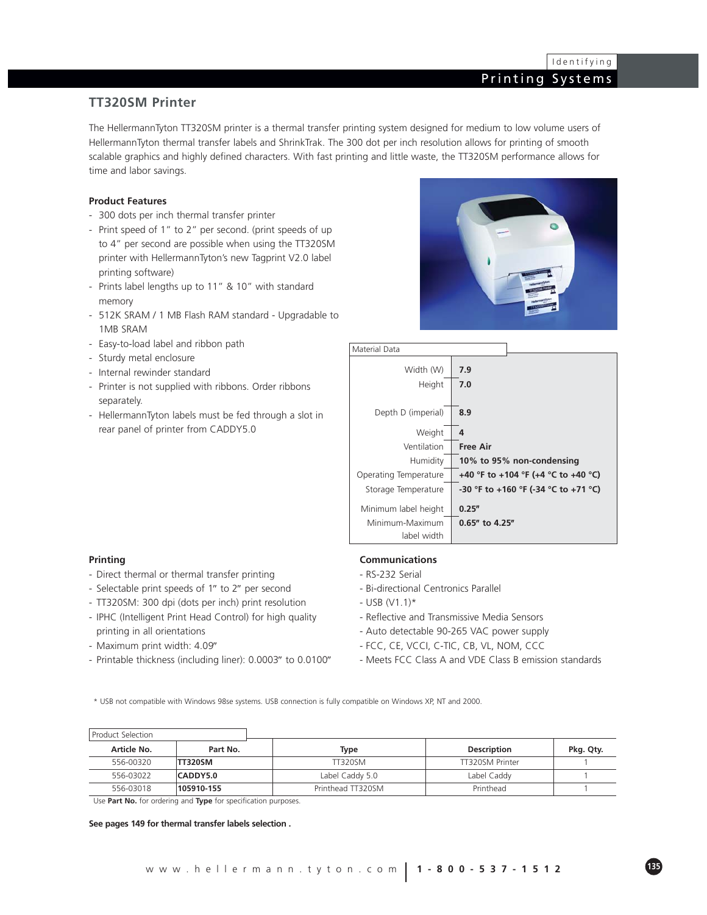# TT320SM Printer

The HellermannTyton TT320SM printer is a thermal transfer printing system designed for medium to low volume users of HellermannTyton thermal transfer labels and ShrinkTrak. The 300 dot per inch resolution allows for printing of smooth scalable graphics and highly defined characters. With fast printing and little waste, the TT320SM performance allows for time and labor savings.

### Product Features

- 300 dots per inch thermal transfer printer
- Print speed of 1" to 2" per second. (print speeds of up to 4" per second are possible when using the TT320SM printer with HellermannTyton's new Tagprint V2.0 label printing software)
- Prints label lengths up to 11" & 10" with standard memory
- 512K SRAM / 1 MB Flash RAM standard - Upgradable to 1MB SRAM
- Easy-to-load label and ribbon path
- Sturdy metal enclosure
- Internal rewinder standard
- Printer is not supplied with ribbons. Order ribbons separately.
- HellermannTyton labels must be fed through a slot in rear panel of printer from CADDY5.0

| Material Data | |
|---|---|
| Width (W) | **7.9** |
| Height | **7.0** |
| Depth D (imperial) | **8.9** |
| Weight | **4** |
| Ventilation | **Free Air** |
| Humidity | **10% to 95% non-condensing** |
| Operating Temperature | **+40 °F to +104 °F (+4 °C to +40 °C)** |
| Storage Temperature | **-30 °F to +160 °F (-34 °C to +71 °C)** |
| Minimum label height | **0.25"** |
| Minimum-Maximum label width | **0.65" to 4.25"** |

### Printing

- Direct thermal or thermal transfer printing
- Selectable print speeds of 1" to 2" per second
- TT320SM: 300 dpi (dots per inch) print resolution
- IPHC (Intelligent Print Head Control) for high quality printing in all orientations
- Maximum print width: 4.09"
- Printable thickness (including liner): 0.0003" to 0.0100"

### Communications

- RS-232 Serial
- Bi-directional Centronics Parallel
- USB (V1.1)*
- Reflective and Transmissive Media Sensors
- Auto detectable 90-265 VAC power supply
- FCC, CE, VCCI, C-TIC, CB, VL, NOM, CCC
- Meets FCC Class A and VDE Class B emission standards

\* USB not compatible with Windows 98se systems. USB connection is fully compatible on Windows XP, NT and 2000.

Product Selection

| Article No. | Part No. | Type | Description | Pkg. Qty. |
|---|---|---|---|---|
| 556-00320 | **TT320SM** | TT320SM | TT320SM Printer | 1 |
| 556-03022 | **CADDY5.0** | Label Caddy 5.0 | Label Caddy | 1 |
| 556-03018 | **105910-155** | Printhead TT320SM | Printhead | 1 |

Use **Part No.** for ordering and **Type** for specification purposes.

**See pages 149 for thermal transfer labels selection .**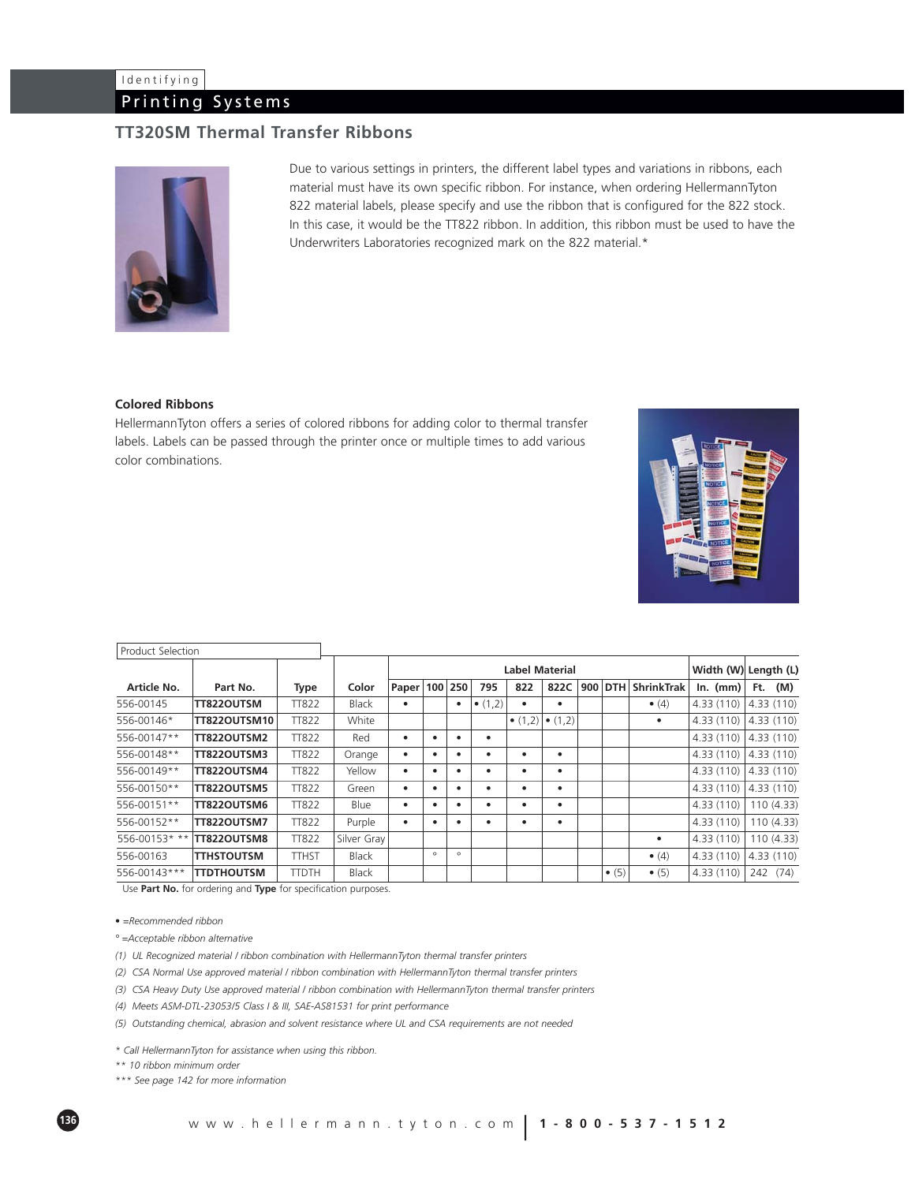Identifying

# Printing Systems

## TT320SM Thermal Transfer Ribbons

Due to various settings in printers, the different label types and variations in ribbons, each material must have its own specific ribbon. For instance, when ordering HellermannTyton 822 material labels, please specify and use the ribbon that is configured for the 822 stock. In this case, it would be the TT822 ribbon. In addition, this ribbon must be used to have the Underwriters Laboratories recognized mark on the 822 material.*

### Colored Ribbons

HellermannTyton offers a series of colored ribbons for adding color to thermal transfer labels. Labels can be passed through the printer once or multiple times to add various color combinations.

Product Selection

| Article No. | Part No. | Type | Color | Label Material | | | | | | | | | | Width (W) | Length (L) |
|---|---|---|---|---|---|---|---|---|---|---|---|---|---|---|---|
| | | | | Paper | 100 | 250 | 795 | 822 | 822C | 900 | DTH | ShrinkTrak | | In. (mm) | Ft. (M) |
| 556-00145 | **TT822OUTSM** | TT822 | Black | • | | • | • (1,2) | • | • | | | • (4) | | 4.33 (110) | 4.33 (110) |
| 556-00146* | **TT822OUTSM10** | TT822 | White | | | | | • (1,2) | • (1,2) | | | • | | 4.33 (110) | 4.33 (110) |
| 556-00147** | **TT822OUTSM2** | TT822 | Red | • | • | • | • | | | | | | | 4.33 (110) | 4.33 (110) |
| 556-00148** | **TT822OUTSM3** | TT822 | Orange | • | • | • | • | • | • | | | | | 4.33 (110) | 4.33 (110) |
| 556-00149** | **TT822OUTSM4** | TT822 | Yellow | • | • | • | • | • | • | | | | | 4.33 (110) | 4.33 (110) |
| 556-00150** | **TT822OUTSM5** | TT822 | Green | • | • | • | • | • | • | | | | | 4.33 (110) | 4.33 (110) |
| 556-00151** | **TT822OUTSM6** | TT822 | Blue | • | • | • | • | • | • | | | | | 4.33 (110) | 110 (4.33) |
| 556-00152** | **TT822OUTSM7** | TT822 | Purple | • | • | • | • | • | • | | | | | 4.33 (110) | 110 (4.33) |
| 556-00153* ** | **TT822OUTSM8** | TT822 | Silver Gray | | | | | | | | | • | | 4.33 (110) | 110 (4.33) |
| 556-00163 | **TTHSTOUTSM** | TTHST | Black | | ° | ° | | | | | | • (4) | | 4.33 (110) | 4.33 (110) |
| 556-00143*** | **TTDTHOUTSM** | TTDTH | Black | | | | | | | | • (5) | • (5) | | 4.33 (110) | 242 (74) |

Use **Part No.** for ordering and **Type** for specification purposes.

*• =Recommended ribbon*

*° =Acceptable ribbon alternative*

*(1) UL Recognized material / ribbon combination with HellermannTyton thermal transfer printers*

*(2) CSA Normal Use approved material / ribbon combination with HellermannTyton thermal transfer printers*

*(3) CSA Heavy Duty Use approved material / ribbon combination with HellermannTyton thermal transfer printers*

*(4) Meets ASM-DTL-23053/5 Class I & III, SAE-AS81531 for print performance*

*(5) Outstanding chemical, abrasion and solvent resistance where UL and CSA requirements are not needed*

*\* Call HellermannTyton for assistance when using this ribbon.*

*\*\* 10 ribbon minimum order*

*\*\*\* See page 142 for more information*

w w w . h e l l e r m a n n . t y t o n . c o m | **1 - 8 0 0 - 5 3 7 - 1 5 1 2**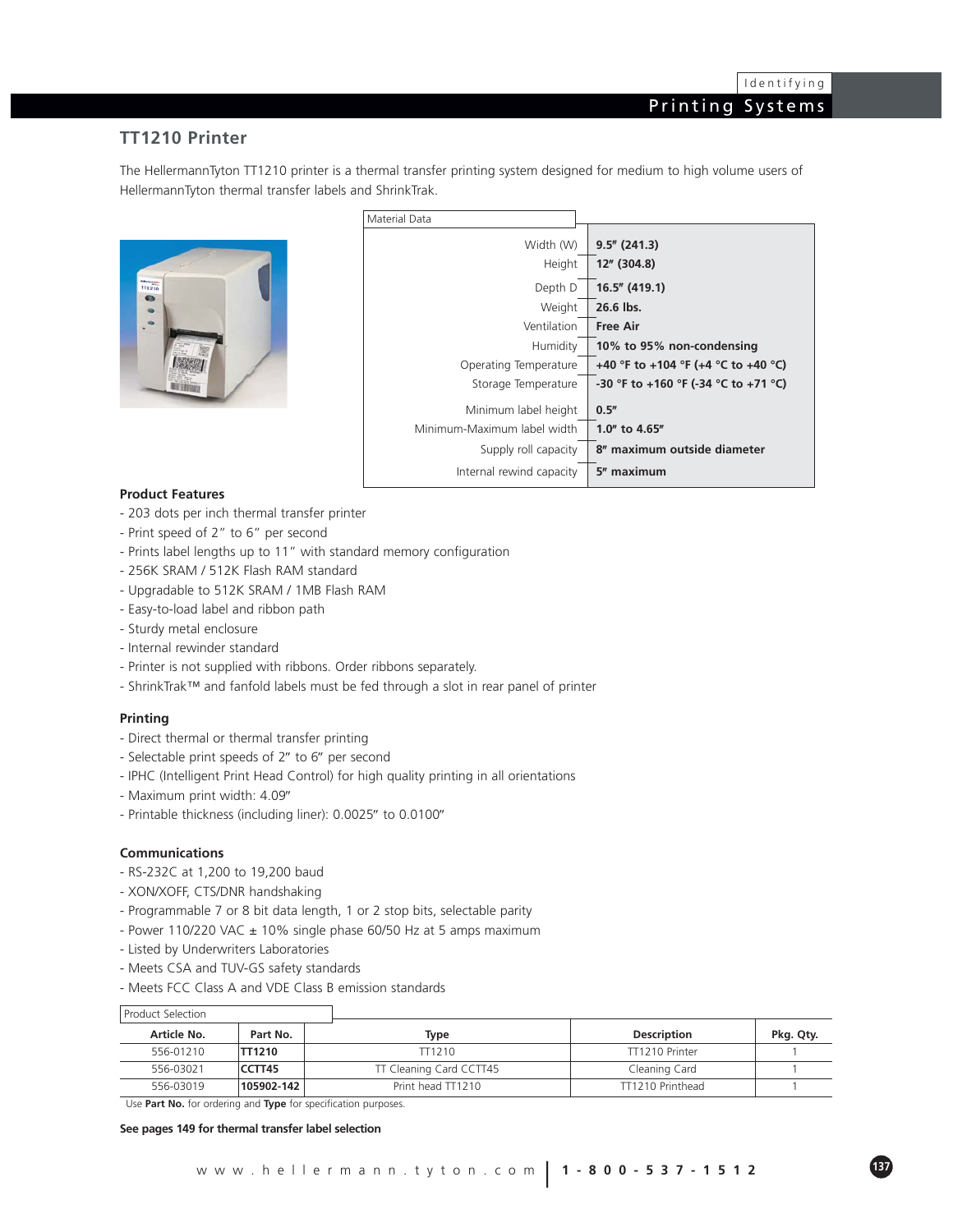## TT1210 Printer

The HellermannTyton TT1210 printer is a thermal transfer printing system designed for medium to high volume users of HellermannTyton thermal transfer labels and ShrinkTrak.

| Material Data | |
|---|---|
| Width (W) | **9.5" (241.3)** |
| Height | **12" (304.8)** |
| Depth D | **16.5" (419.1)** |
| Weight | **26.6 lbs.** |
| Ventilation | **Free Air** |
| Humidity | **10% to 95% non-condensing** |
| Operating Temperature | **+40 °F to +104 °F (+4 °C to +40 °C)** |
| Storage Temperature | **-30 °F to +160 °F (-34 °C to +71 °C)** |
| Minimum label height | **0.5"** |
| Minimum-Maximum label width | **1.0" to 4.65"** |
| Supply roll capacity | **8" maximum outside diameter** |
| Internal rewind capacity | **5" maximum** |

### Product Features

- 203 dots per inch thermal transfer printer
- Print speed of 2" to 6" per second
- Prints label lengths up to 11" with standard memory configuration
- 256K SRAM / 512K Flash RAM standard
- Upgradable to 512K SRAM / 1MB Flash RAM
- Easy-to-load label and ribbon path
- Sturdy metal enclosure
- Internal rewinder standard
- Printer is not supplied with ribbons. Order ribbons separately.
- ShrinkTrak™ and fanfold labels must be fed through a slot in rear panel of printer

### Printing

- Direct thermal or thermal transfer printing
- Selectable print speeds of 2" to 6" per second
- IPHC (Intelligent Print Head Control) for high quality printing in all orientations
- Maximum print width: 4.09"
- Printable thickness (including liner): 0.0025" to 0.0100"

### Communications

- RS-232C at 1,200 to 19,200 baud
- XON/XOFF, CTS/DNR handshaking
- Programmable 7 or 8 bit data length, 1 or 2 stop bits, selectable parity
- Power 110/220 VAC ± 10% single phase 60/50 Hz at 5 amps maximum
- Listed by Underwriters Laboratories
- Meets CSA and TUV-GS safety standards
- Meets FCC Class A and VDE Class B emission standards

Product Selection

| Article No. | Part No. | Type | Description | Pkg. Qty. |
|---|---|---|---|---|
| 556-01210 | **TT1210** | TT1210 | TT1210 Printer | 1 |
| 556-03021 | **CCTT45** | TT Cleaning Card CCTT45 | Cleaning Card | 1 |
| 556-03019 | **105902-142** | Print head TT1210 | TT1210 Printhead | 1 |

Use **Part No.** for ordering and **Type** for specification purposes.

**See pages 149 for thermal transfer label selection**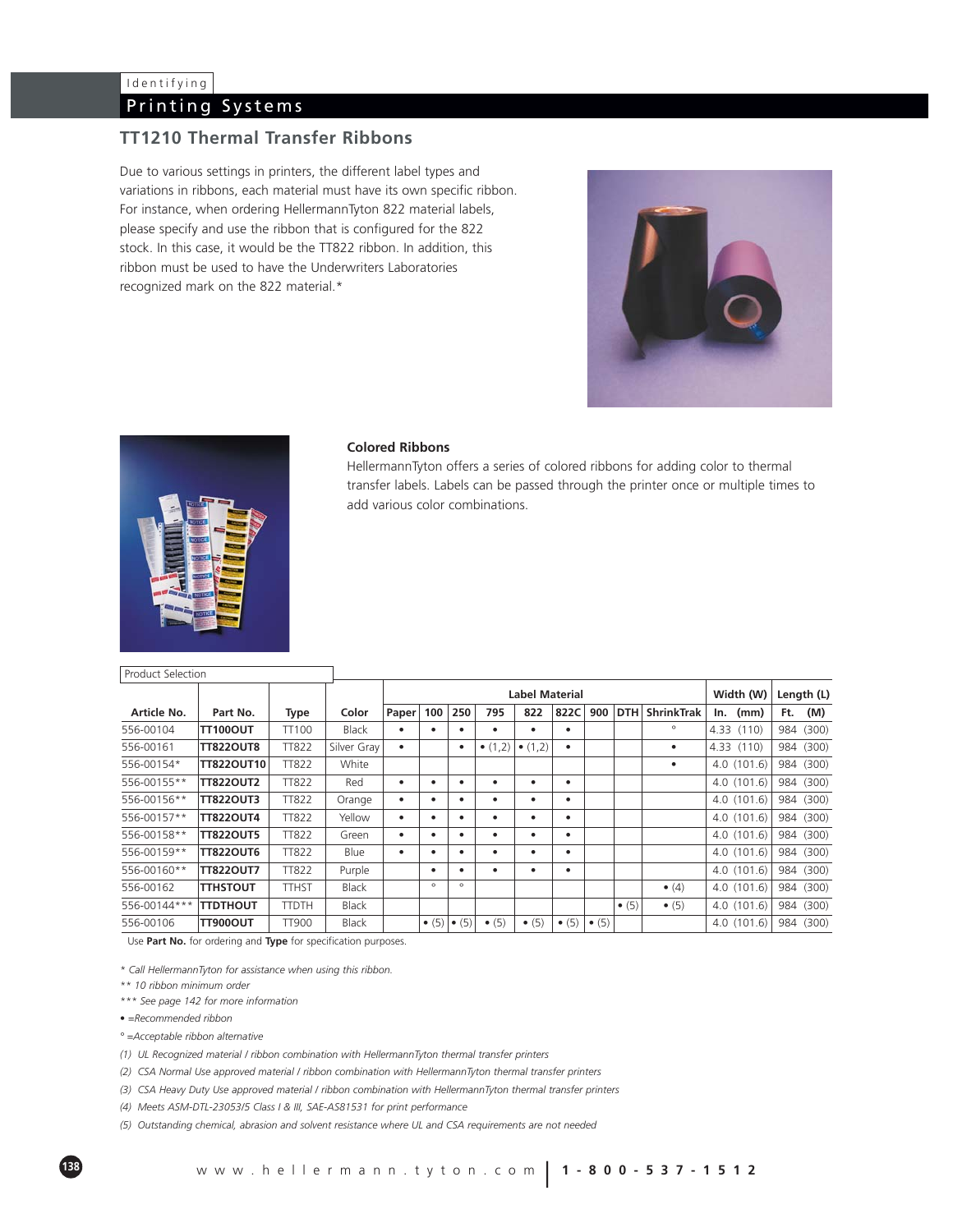Identifying

Printing Systems

## TT1210 Thermal Transfer Ribbons

Due to various settings in printers, the different label types and variations in ribbons, each material must have its own specific ribbon. For instance, when ordering HellermannTyton 822 material labels, please specify and use the ribbon that is configured for the 822 stock. In this case, it would be the TT822 ribbon. In addition, this ribbon must be used to have the Underwriters Laboratories recognized mark on the 822 material.*

### Colored Ribbons

HellermannTyton offers a series of colored ribbons for adding color to thermal transfer labels. Labels can be passed through the printer once or multiple times to add various color combinations.

Product Selection

| | | | | Label Material | | | | | | | | | Width (W) | Length (L) |
|---|---|---|---|---|---|---|---|---|---|---|---|---|---|---|
| **Article No.** | **Part No.** | **Type** | **Color** | **Paper** | **100** | **250** | **795** | **822** | **822C** | **900** | **DTH** | **ShrinkTrak** | **In. (mm)** | **Ft. (M)** |
| 556-00104 | **TT100OUT** | TT100 | Black | • | • | • | • | • | • | | | ° | 4.33 (110) | 984 (300) |
| 556-00161 | **TT822OUT8** | TT822 | Silver Gray | • | | • | • (1,2) | • (1,2) | • | | | • | 4.33 (110) | 984 (300) |
| 556-00154* | **TT822OUT10** | TT822 | White | | | | | | | | | • | 4.0 (101.6) | 984 (300) |
| 556-00155** | **TT822OUT2** | TT822 | Red | • | • | • | • | • | • | | | | 4.0 (101.6) | 984 (300) |
| 556-00156** | **TT822OUT3** | TT822 | Orange | • | • | • | • | • | • | | | | 4.0 (101.6) | 984 (300) |
| 556-00157** | **TT822OUT4** | TT822 | Yellow | • | • | • | • | • | • | | | | 4.0 (101.6) | 984 (300) |
| 556-00158** | **TT822OUT5** | TT822 | Green | • | • | • | • | • | • | | | | 4.0 (101.6) | 984 (300) |
| 556-00159** | **TT822OUT6** | TT822 | Blue | • | • | • | • | • | • | | | | 4.0 (101.6) | 984 (300) |
| 556-00160** | **TT822OUT7** | TT822 | Purple | | • | • | • | • | • | | | | 4.0 (101.6) | 984 (300) |
| 556-00162 | **TTHSTOUT** | TTHST | Black | | ° | ° | | | | | | • (4) | 4.0 (101.6) | 984 (300) |
| 556-00144*** | **TTDTHOUT** | TTDTH | Black | | | | | | | | • (5) | • (5) | 4.0 (101.6) | 984 (300) |
| 556-00106 | **TT900OUT** | TT900 | Black | | • (5) | • (5) | • (5) | • (5) | • (5) | • (5) | | | 4.0 (101.6) | 984 (300) |

Use **Part No.** for ordering and **Type** for specification purposes.

*\* Call HellermannTyton for assistance when using this ribbon.*

*\*\* 10 ribbon minimum order*

*\*\*\* See page 142 for more information*

*• =Recommended ribbon*

*° =Acceptable ribbon alternative*

*(1) UL Recognized material / ribbon combination with HellermannTyton thermal transfer printers*

*(2) CSA Normal Use approved material / ribbon combination with HellermannTyton thermal transfer printers*

*(3) CSA Heavy Duty Use approved material / ribbon combination with HellermannTyton thermal transfer printers*

*(4) Meets ASM-DTL-23053/5 Class I & III, SAE-AS81531 for print performance*

*(5) Outstanding chemical, abrasion and solvent resistance where UL and CSA requirements are not needed*